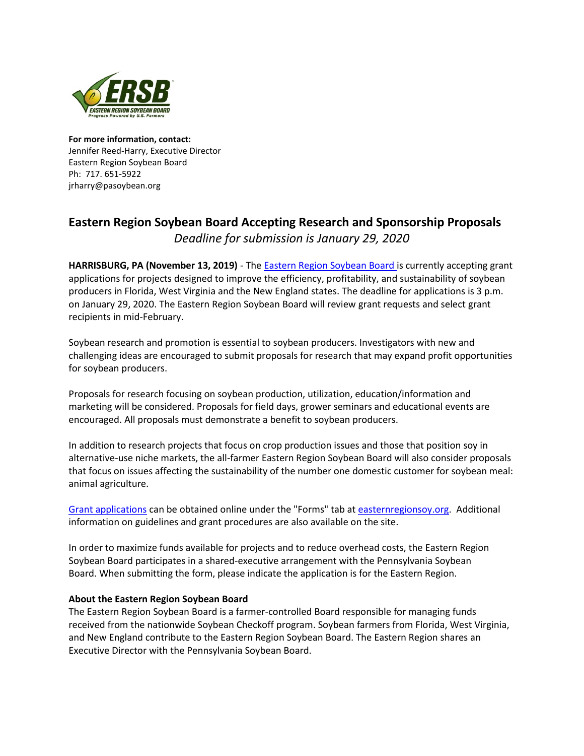**For more information, contact:**
Jennifer Reed-Harry, Executive Director
Eastern Region Soybean Board
Ph: 717. 651-5922
jrharry@pasoybean.org

## Eastern Region Soybean Board Accepting Research and Sponsorship Proposals

*Deadline for submission is January 29, 2020*

**HARRISBURG, PA (November 13, 2019)** - The Eastern Region Soybean Board is currently accepting grant applications for projects designed to improve the efficiency, profitability, and sustainability of soybean producers in Florida, West Virginia and the New England states. The deadline for applications is 3 p.m. on January 29, 2020. The Eastern Region Soybean Board will review grant requests and select grant recipients in mid-February.

Soybean research and promotion is essential to soybean producers. Investigators with new and challenging ideas are encouraged to submit proposals for research that may expand profit opportunities for soybean producers.

Proposals for research focusing on soybean production, utilization, education/information and marketing will be considered. Proposals for field days, grower seminars and educational events are encouraged. All proposals must demonstrate a benefit to soybean producers.

In addition to research projects that focus on crop production issues and those that position soy in alternative-use niche markets, the all-farmer Eastern Region Soybean Board will also consider proposals that focus on issues affecting the sustainability of the number one domestic customer for soybean meal: animal agriculture.

Grant applications can be obtained online under the "Forms" tab at easternregionsoy.org. Additional information on guidelines and grant procedures are also available on the site.

In order to maximize funds available for projects and to reduce overhead costs, the Eastern Region Soybean Board participates in a shared-executive arrangement with the Pennsylvania Soybean Board. When submitting the form, please indicate the application is for the Eastern Region.

**About the Eastern Region Soybean Board**
The Eastern Region Soybean Board is a farmer-controlled Board responsible for managing funds received from the nationwide Soybean Checkoff program. Soybean farmers from Florida, West Virginia, and New England contribute to the Eastern Region Soybean Board. The Eastern Region shares an Executive Director with the Pennsylvania Soybean Board.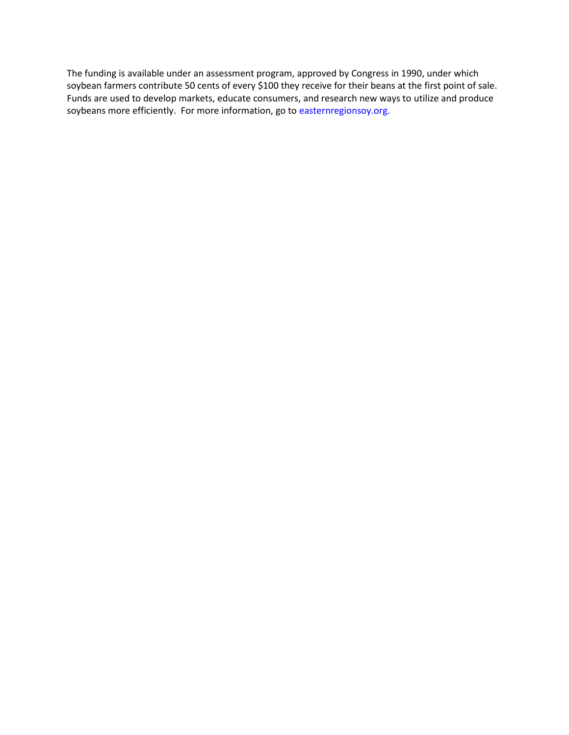The funding is available under an assessment program, approved by Congress in 1990, under which soybean farmers contribute 50 cents of every $100 they receive for their beans at the first point of sale. Funds are used to develop markets, educate consumers, and research new ways to utilize and produce soybeans more efficiently. For more information, go to easternregionsoy.org.